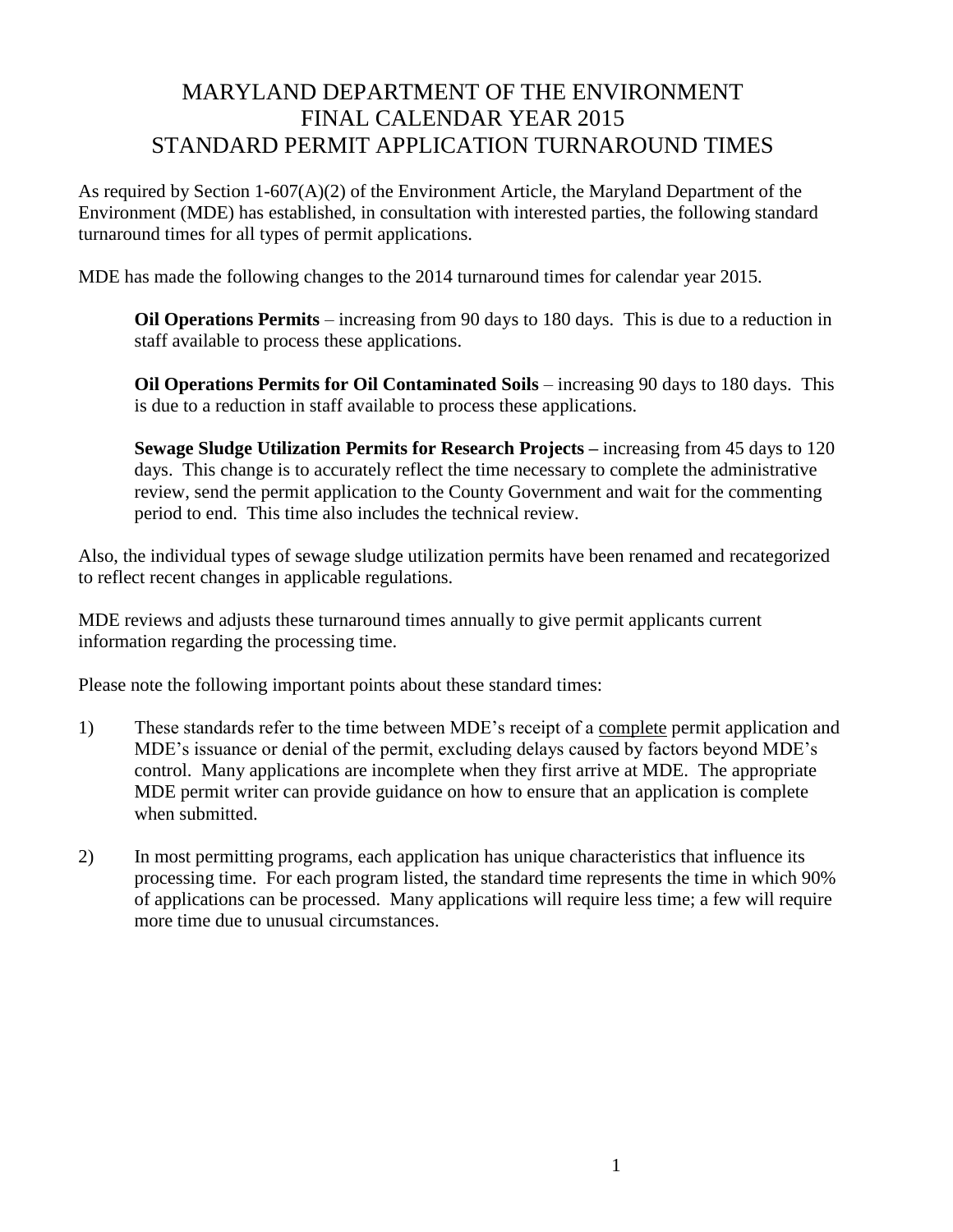# MARYLAND DEPARTMENT OF THE ENVIRONMENT
# FINAL CALENDAR YEAR 2015
# STANDARD PERMIT APPLICATION TURNAROUND TIMES

As required by Section 1-607(A)(2) of the Environment Article, the Maryland Department of the Environment (MDE) has established, in consultation with interested parties, the following standard turnaround times for all types of permit applications.

MDE has made the following changes to the 2014 turnaround times for calendar year 2015.

> **Oil Operations Permits** – increasing from 90 days to 180 days. This is due to a reduction in staff available to process these applications.
>
> **Oil Operations Permits for Oil Contaminated Soils** – increasing 90 days to 180 days. This is due to a reduction in staff available to process these applications.
>
> **Sewage Sludge Utilization Permits for Research Projects –** increasing from 45 days to 120 days. This change is to accurately reflect the time necessary to complete the administrative review, send the permit application to the County Government and wait for the commenting period to end. This time also includes the technical review.

Also, the individual types of sewage sludge utilization permits have been renamed and recategorized to reflect recent changes in applicable regulations.

MDE reviews and adjusts these turnaround times annually to give permit applicants current information regarding the processing time.

Please note the following important points about these standard times:

1) These standards refer to the time between MDE's receipt of a complete permit application and MDE's issuance or denial of the permit, excluding delays caused by factors beyond MDE's control. Many applications are incomplete when they first arrive at MDE. The appropriate MDE permit writer can provide guidance on how to ensure that an application is complete when submitted.

2) In most permitting programs, each application has unique characteristics that influence its processing time. For each program listed, the standard time represents the time in which 90% of applications can be processed. Many applications will require less time; a few will require more time due to unusual circumstances.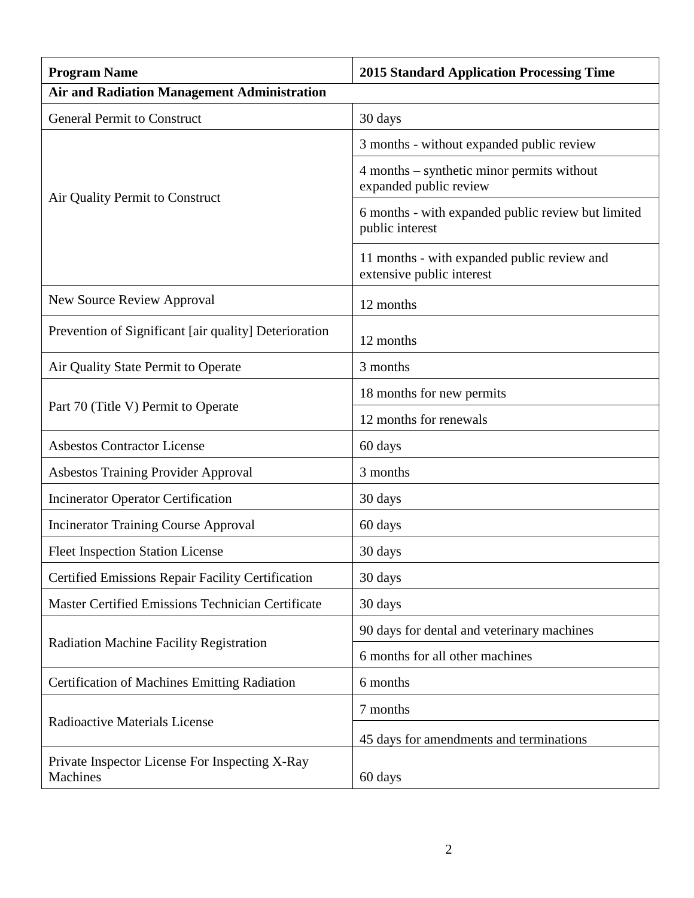| Program Name | 2015 Standard Application Processing Time |
| --- | --- |
| **Air and Radiation Management Administration** | |
| General Permit to Construct | 30 days |
| Air Quality Permit to Construct | 3 months - without expanded public review |
| | 4 months – synthetic minor permits without expanded public review |
| | 6 months - with expanded public review but limited public interest |
| | 11 months - with expanded public review and extensive public interest |
| New Source Review Approval | 12 months |
| Prevention of Significant [air quality] Deterioration | 12 months |
| Air Quality State Permit to Operate | 3 months |
| Part 70 (Title V) Permit to Operate | 18 months for new permits |
| | 12 months for renewals |
| Asbestos Contractor License | 60 days |
| Asbestos Training Provider Approval | 3 months |
| Incinerator Operator Certification | 30 days |
| Incinerator Training Course Approval | 60 days |
| Fleet Inspection Station License | 30 days |
| Certified Emissions Repair Facility Certification | 30 days |
| Master Certified Emissions Technician Certificate | 30 days |
| Radiation Machine Facility Registration | 90 days for dental and veterinary machines |
| | 6 months for all other machines |
| Certification of Machines Emitting Radiation | 6 months |
| Radioactive Materials License | 7 months |
| | 45 days for amendments and terminations |
| Private Inspector License For Inspecting X-Ray Machines | 60 days |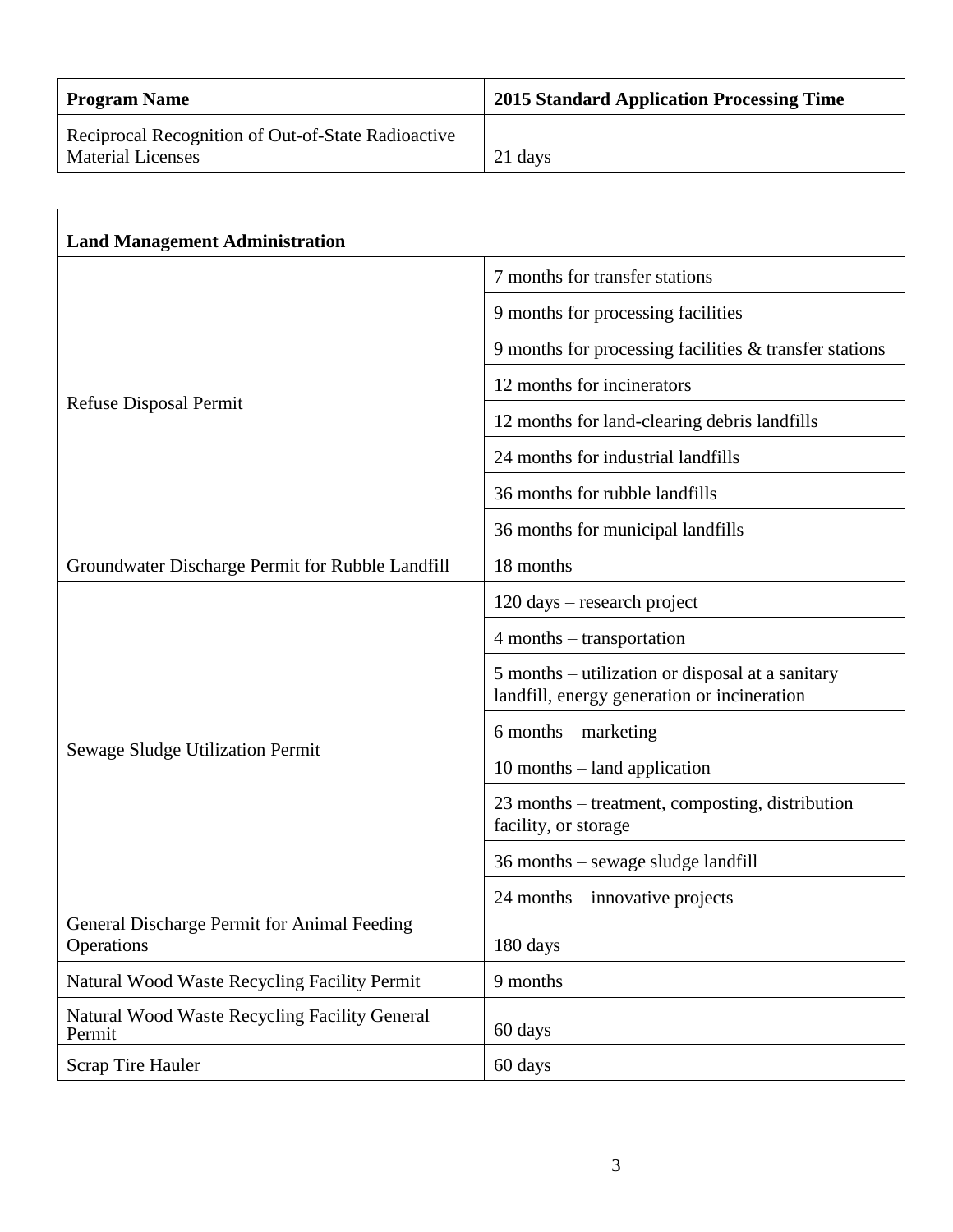| Program Name | 2015 Standard Application Processing Time |
| --- | --- |
| Reciprocal Recognition of Out-of-State Radioactive Material Licenses | 21 days |

| Land Management Administration | |
| --- | --- |
| Refuse Disposal Permit | 7 months for transfer stations |
| | 9 months for processing facilities |
| | 9 months for processing facilities & transfer stations |
| | 12 months for incinerators |
| | 12 months for land-clearing debris landfills |
| | 24 months for industrial landfills |
| | 36 months for rubble landfills |
| | 36 months for municipal landfills |
| Groundwater Discharge Permit for Rubble Landfill | 18 months |
| Sewage Sludge Utilization Permit | 120 days – research project |
| | 4 months – transportation |
| | 5 months – utilization or disposal at a sanitary landfill, energy generation or incineration |
| | 6 months – marketing |
| | 10 months – land application |
| | 23 months – treatment, composting, distribution facility, or storage |
| | 36 months – sewage sludge landfill |
| | 24 months – innovative projects |
| General Discharge Permit for Animal Feeding Operations | 180 days |
| Natural Wood Waste Recycling Facility Permit | 9 months |
| Natural Wood Waste Recycling Facility General Permit | 60 days |
| Scrap Tire Hauler | 60 days |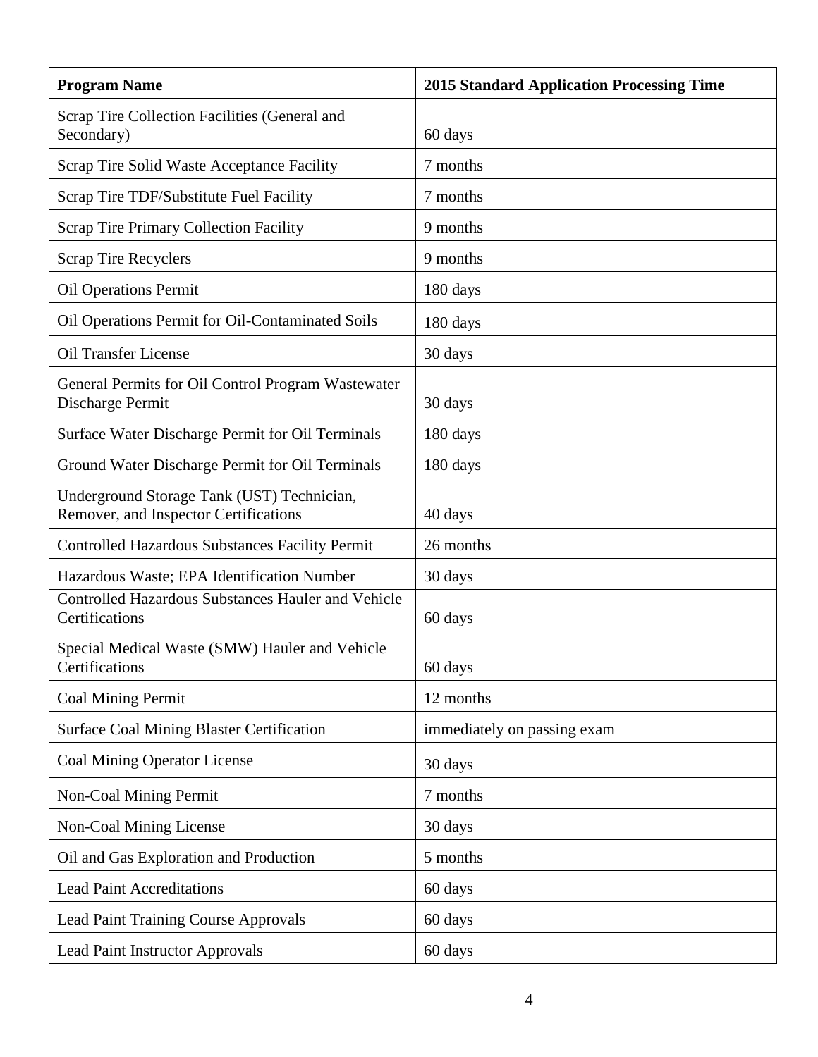| Program Name | 2015 Standard Application Processing Time |
| --- | --- |
| Scrap Tire Collection Facilities (General and Secondary) | 60 days |
| Scrap Tire Solid Waste Acceptance Facility | 7 months |
| Scrap Tire TDF/Substitute Fuel Facility | 7 months |
| Scrap Tire Primary Collection Facility | 9 months |
| Scrap Tire Recyclers | 9 months |
| Oil Operations Permit | 180 days |
| Oil Operations Permit for Oil-Contaminated Soils | 180 days |
| Oil Transfer License | 30 days |
| General Permits for Oil Control Program Wastewater Discharge Permit | 30 days |
| Surface Water Discharge Permit for Oil Terminals | 180 days |
| Ground Water Discharge Permit for Oil Terminals | 180 days |
| Underground Storage Tank (UST) Technician, Remover, and Inspector Certifications | 40 days |
| Controlled Hazardous Substances Facility Permit | 26 months |
| Hazardous Waste; EPA Identification Number | 30 days |
| Controlled Hazardous Substances Hauler and Vehicle Certifications | 60 days |
| Special Medical Waste (SMW) Hauler and Vehicle Certifications | 60 days |
| Coal Mining Permit | 12 months |
| Surface Coal Mining Blaster Certification | immediately on passing exam |
| Coal Mining Operator License | 30 days |
| Non-Coal Mining Permit | 7 months |
| Non-Coal Mining License | 30 days |
| Oil and Gas Exploration and Production | 5 months |
| Lead Paint Accreditations | 60 days |
| Lead Paint Training Course Approvals | 60 days |
| Lead Paint Instructor Approvals | 60 days |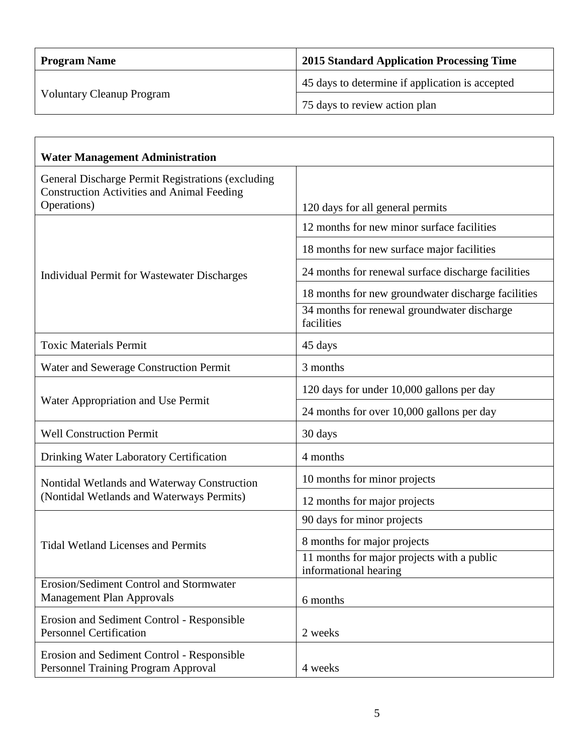| Program Name | 2015 Standard Application Processing Time |
| --- | --- |
| Voluntary Cleanup Program | 45 days to determine if application is accepted |
| | 75 days to review action plan |

| Water Management Administration | |
| --- | --- |
| General Discharge Permit Registrations (excluding Construction Activities and Animal Feeding Operations) | 120 days for all general permits |
| Individual Permit for Wastewater Discharges | 12 months for new minor surface facilities |
| | 18 months for new surface major facilities |
| | 24 months for renewal surface discharge facilities |
| | 18 months for new groundwater discharge facilities |
| | 34 months for renewal groundwater discharge facilities |
| Toxic Materials Permit | 45 days |
| Water and Sewerage Construction Permit | 3 months |
| Water Appropriation and Use Permit | 120 days for under 10,000 gallons per day |
| | 24 months for over 10,000 gallons per day |
| Well Construction Permit | 30 days |
| Drinking Water Laboratory Certification | 4 months |
| Nontidal Wetlands and Waterway Construction (Nontidal Wetlands and Waterways Permits) | 10 months for minor projects |
| | 12 months for major projects |
| Tidal Wetland Licenses and Permits | 90 days for minor projects |
| | 8 months for major projects |
| | 11 months for major projects with a public informational hearing |
| Erosion/Sediment Control and Stormwater Management Plan Approvals | 6 months |
| Erosion and Sediment Control - Responsible Personnel Certification | 2 weeks |
| Erosion and Sediment Control - Responsible Personnel Training Program Approval | 4 weeks |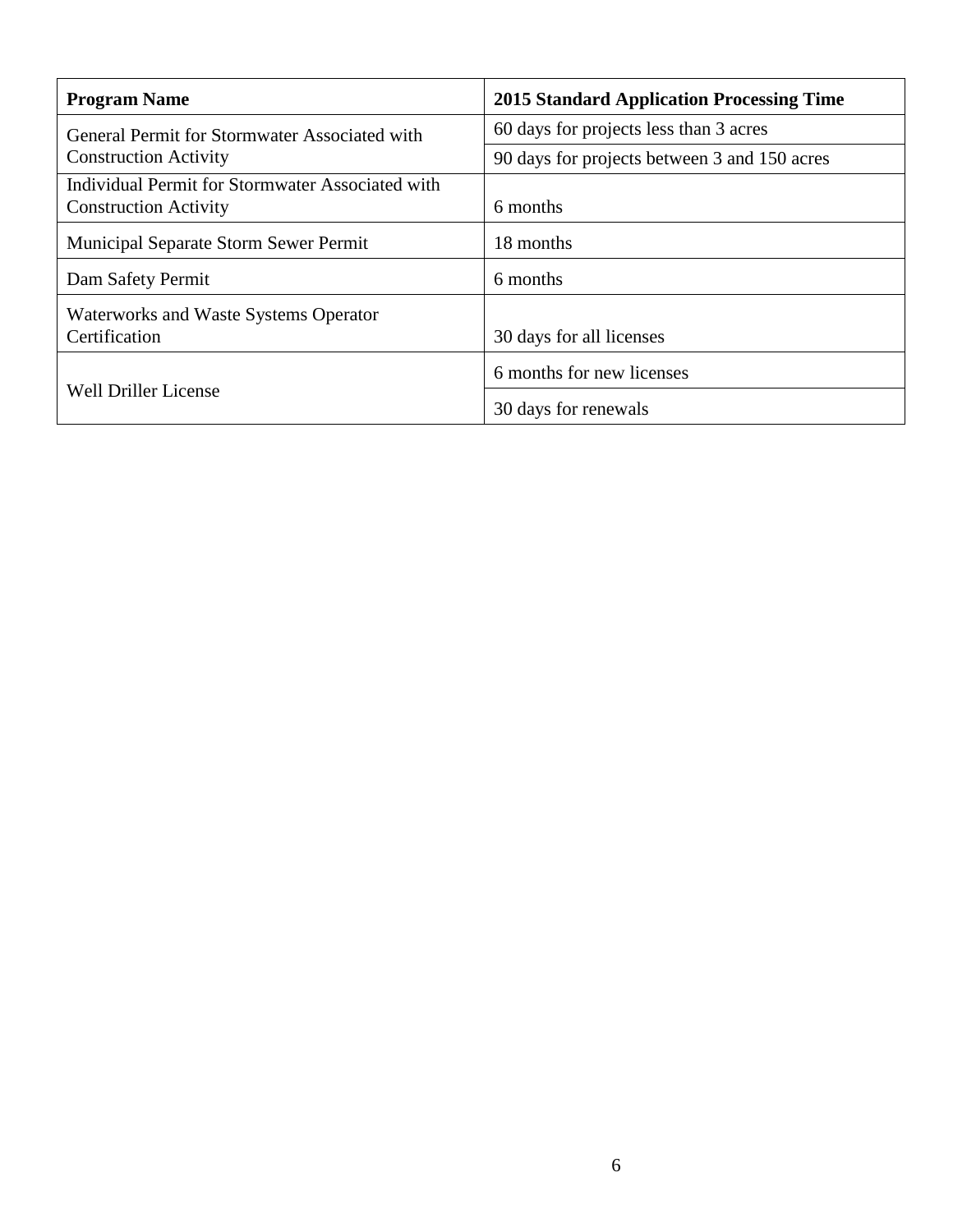| Program Name | 2015 Standard Application Processing Time |
|---|---|
| General Permit for Stormwater Associated with Construction Activity | 60 days for projects less than 3 acres |
| | 90 days for projects between 3 and 150 acres |
| Individual Permit for Stormwater Associated with Construction Activity | 6 months |
| Municipal Separate Storm Sewer Permit | 18 months |
| Dam Safety Permit | 6 months |
| Waterworks and Waste Systems Operator Certification | 30 days for all licenses |
| Well Driller License | 6 months for new licenses |
| | 30 days for renewals |